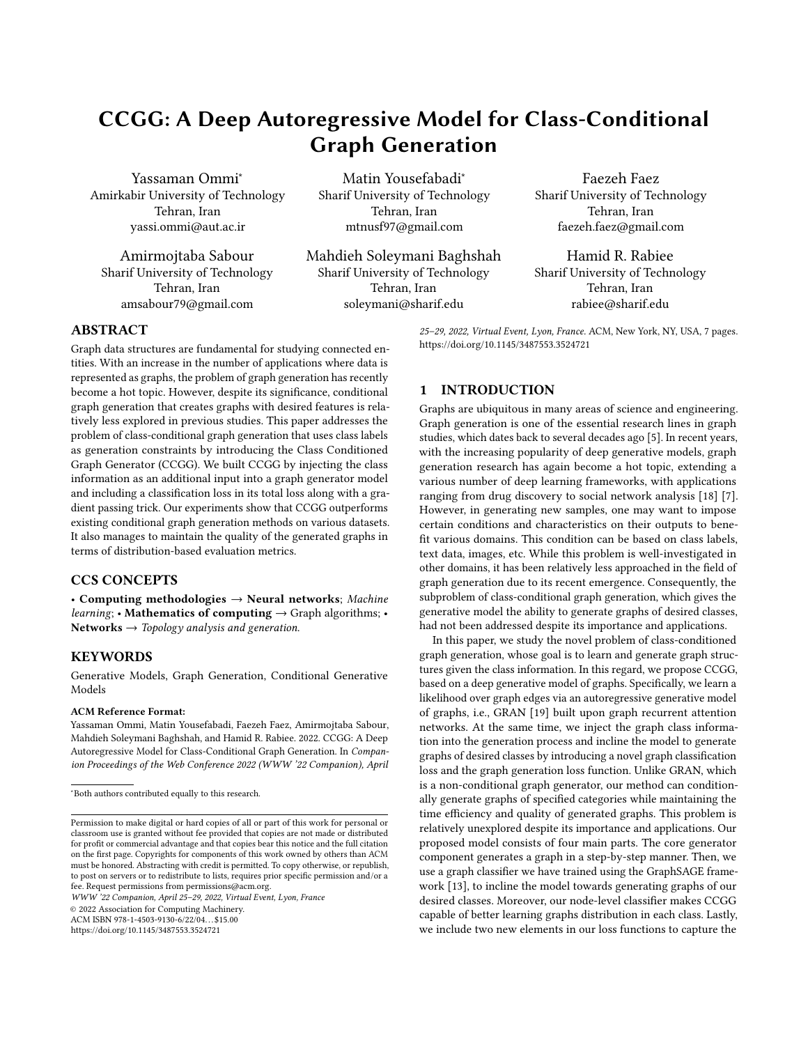# CCGG: A Deep Autoregressive Model for Class-Conditional Graph Generation

Yassaman Ommi*
Amirkabir University of Technology
Tehran, Iran
yassi.ommi@aut.ac.ir

Matin Yousefabadi*
Sharif University of Technology
Tehran, Iran
mtnusf97@gmail.com

Faezeh Faez
Sharif University of Technology
Tehran, Iran
faezeh.faez@gmail.com

Amirmojtaba Sabour
Sharif University of Technology
Tehran, Iran
amsabour79@gmail.com

Mahdieh Soleymani Baghshah
Sharif University of Technology
Tehran, Iran
soleymani@sharif.edu

Hamid R. Rabiee
Sharif University of Technology
Tehran, Iran
rabiee@sharif.edu

## ABSTRACT

Graph data structures are fundamental for studying connected entities. With an increase in the number of applications where data is represented as graphs, the problem of graph generation has recently become a hot topic. However, despite its significance, conditional graph generation that creates graphs with desired features is relatively less explored in previous studies. This paper addresses the problem of class-conditional graph generation that uses class labels as generation constraints by introducing the Class Conditioned Graph Generator (CCGG). We built CCGG by injecting the class information as an additional input into a graph generator model and including a classification loss in its total loss along with a gradient passing trick. Our experiments show that CCGG outperforms existing conditional graph generation methods on various datasets. It also manages to maintain the quality of the generated graphs in terms of distribution-based evaluation metrics.

## CCS CONCEPTS

• **Computing methodologies** → **Neural networks**; *Machine learning*; • **Mathematics of computing** → Graph algorithms; • **Networks** → *Topology analysis and generation.*

## KEYWORDS

Generative Models, Graph Generation, Conditional Generative Models

**ACM Reference Format:**

Yassaman Ommi, Matin Yousefabadi, Faezeh Faez, Amirmojtaba Sabour, Mahdieh Soleymani Baghshah, and Hamid R. Rabiee. 2022. CCGG: A Deep Autoregressive Model for Class-Conditional Graph Generation. In *Companion Proceedings of the Web Conference 2022 (WWW '22 Companion), April 25–29, 2022, Virtual Event, Lyon, France.* ACM, New York, NY, USA, 7 pages. https://doi.org/10.1145/3487553.3524721

*Both authors contributed equally to this research.

Permission to make digital or hard copies of all or part of this work for personal or classroom use is granted without fee provided that copies are not made or distributed for profit or commercial advantage and that copies bear this notice and the full citation on the first page. Copyrights for components of this work owned by others than ACM must be honored. Abstracting with credit is permitted. To copy otherwise, or republish, to post on servers or to redistribute to lists, requires prior specific permission and/or a fee. Request permissions from permissions@acm.org.
*WWW '22 Companion, April 25–29, 2022, Virtual Event, Lyon, France*
© 2022 Association for Computing Machinery.
ACM ISBN 978-1-4503-9130-6/22/04…$15.00
https://doi.org/10.1145/3487553.3524721

## 1 INTRODUCTION

Graphs are ubiquitous in many areas of science and engineering. Graph generation is one of the essential research lines in graph studies, which dates back to several decades ago [5]. In recent years, with the increasing popularity of deep generative models, graph generation research has again become a hot topic, extending a various number of deep learning frameworks, with applications ranging from drug discovery to social network analysis [18] [7]. However, in generating new samples, one may want to impose certain conditions and characteristics on their outputs to benefit various domains. This condition can be based on class labels, text data, images, etc. While this problem is well-investigated in other domains, it has been relatively less approached in the field of graph generation due to its recent emergence. Consequently, the subproblem of class-conditional graph generation, which gives the generative model the ability to generate graphs of desired classes, had not been addressed despite its importance and applications.

In this paper, we study the novel problem of class-conditioned graph generation, whose goal is to learn and generate graph structures given the class information. In this regard, we propose CCGG, based on a deep generative model of graphs. Specifically, we learn a likelihood over graph edges via an autoregressive generative model of graphs, i.e., GRAN [19] built upon graph recurrent attention networks. At the same time, we inject the graph class information into the generation process and incline the model to generate graphs of desired classes by introducing a novel graph classification loss and the graph generation loss function. Unlike GRAN, which is a non-conditional graph generator, our method can conditionally generate graphs of specified categories while maintaining the time efficiency and quality of generated graphs. This problem is relatively unexplored despite its importance and applications. Our proposed model consists of four main parts. The core generator component generates a graph in a step-by-step manner. Then, we use a graph classifier we have trained using the GraphSAGE framework [13], to incline the model towards generating graphs of our desired classes. Moreover, our node-level classifier makes CCGG capable of better learning graphs distribution in each class. Lastly, we include two new elements in our loss functions to capture the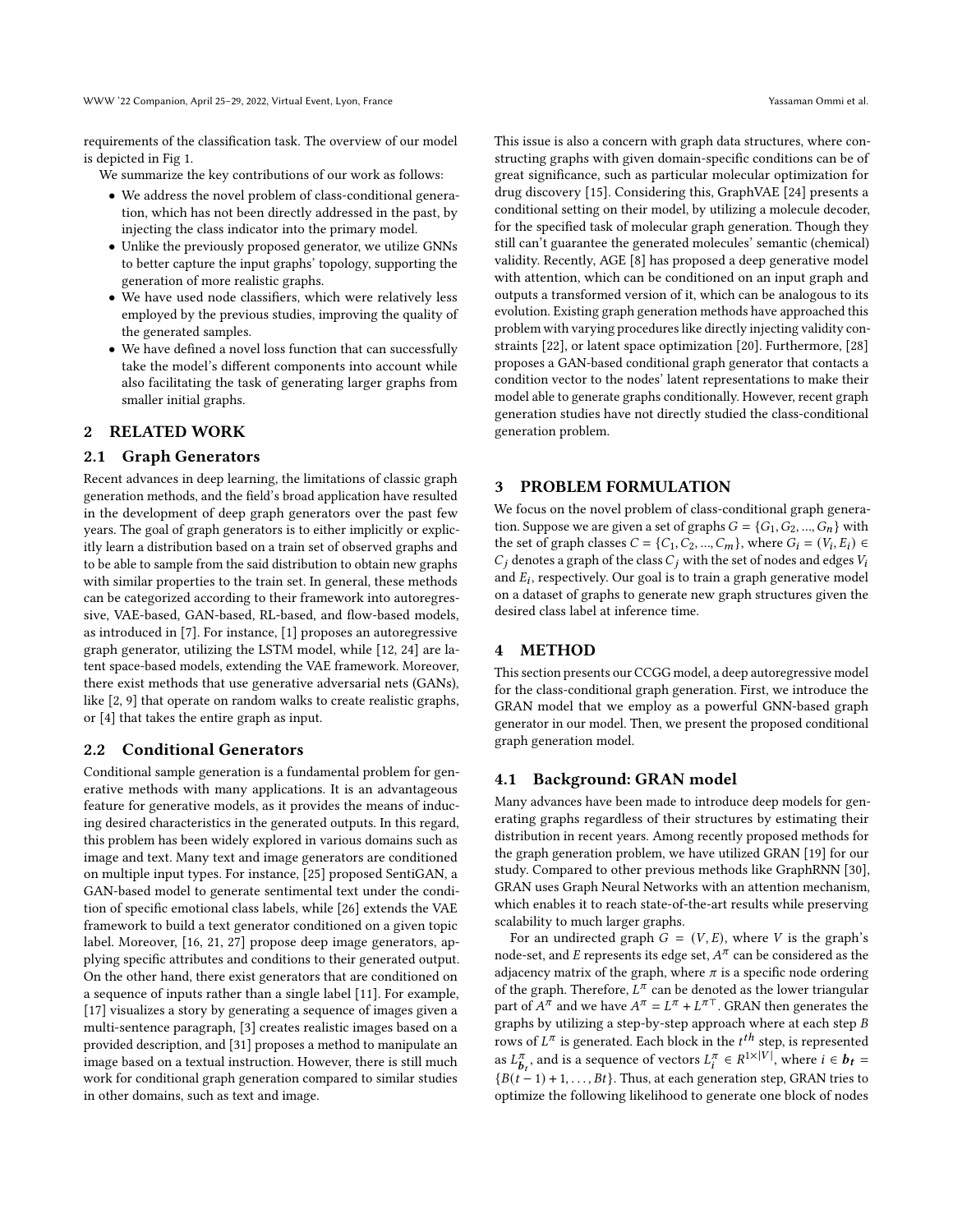requirements of the classification task. The overview of our model is depicted in Fig 1.

We summarize the key contributions of our work as follows:

- We address the novel problem of class-conditional generation, which has not been directly addressed in the past, by injecting the class indicator into the primary model.
- Unlike the previously proposed generator, we utilize GNNs to better capture the input graphs' topology, supporting the generation of more realistic graphs.
- We have used node classifiers, which were relatively less employed by the previous studies, improving the quality of the generated samples.
- We have defined a novel loss function that can successfully take the model's different components into account while also facilitating the task of generating larger graphs from smaller initial graphs.

## 2 RELATED WORK

### 2.1 Graph Generators

Recent advances in deep learning, the limitations of classic graph generation methods, and the field's broad application have resulted in the development of deep graph generators over the past few years. The goal of graph generators is to either implicitly or explicitly learn a distribution based on a train set of observed graphs and to be able to sample from the said distribution to obtain new graphs with similar properties to the train set. In general, these methods can be categorized according to their framework into autoregressive, VAE-based, GAN-based, RL-based, and flow-based models, as introduced in [7]. For instance, [1] proposes an autoregressive graph generator, utilizing the LSTM model, while [12, 24] are latent space-based models, extending the VAE framework. Moreover, there exist methods that use generative adversarial nets (GANs), like [2, 9] that operate on random walks to create realistic graphs, or [4] that takes the entire graph as input.

### 2.2 Conditional Generators

Conditional sample generation is a fundamental problem for generative methods with many applications. It is an advantageous feature for generative models, as it provides the means of inducing desired characteristics in the generated outputs. In this regard, this problem has been widely explored in various domains such as image and text. Many text and image generators are conditioned on multiple input types. For instance, [25] proposed SentiGAN, a GAN-based model to generate sentimental text under the condition of specific emotional class labels, while [26] extends the VAE framework to build a text generator conditioned on a given topic label. Moreover, [16, 21, 27] propose deep image generators, applying specific attributes and conditions to their generated output. On the other hand, there exist generators that are conditioned on a sequence of inputs rather than a single label [11]. For example, [17] visualizes a story by generating a sequence of images given a multi-sentence paragraph, [3] creates realistic images based on a provided description, and [31] proposes a method to manipulate an image based on a textual instruction. However, there is still much work for conditional graph generation compared to similar studies in other domains, such as text and image.

This issue is also a concern with graph data structures, where constructing graphs with given domain-specific conditions can be of great significance, such as particular molecular optimization for drug discovery [15]. Considering this, GraphVAE [24] presents a conditional setting on their model, by utilizing a molecule decoder, for the specified task of molecular graph generation. Though they still can't guarantee the generated molecules' semantic (chemical) validity. Recently, AGE [8] has proposed a deep generative model with attention, which can be conditioned on an input graph and outputs a transformed version of it, which can be analogous to its evolution. Existing graph generation methods have approached this problem with varying procedures like directly injecting validity constraints [22], or latent space optimization [20]. Furthermore, [28] proposes a GAN-based conditional graph generator that contacts a condition vector to the nodes' latent representations to make their model able to generate graphs conditionally. However, recent graph generation studies have not directly studied the class-conditional generation problem.

## 3 PROBLEM FORMULATION

We focus on the novel problem of class-conditional graph generation. Suppose we are given a set of graphs $G = \{G_1, G_2, ..., G_n\}$ with the set of graph classes $C = \{C_1, C_2, ..., C_m\}$, where $G_i = (V_i, E_i) \in C_j$ denotes a graph of the class $C_j$ with the set of nodes and edges $V_i$ and $E_i$, respectively. Our goal is to train a graph generative model on a dataset of graphs to generate new graph structures given the desired class label at inference time.

## 4 METHOD

This section presents our CCGG model, a deep autoregressive model for the class-conditional graph generation. First, we introduce the GRAN model that we employ as a powerful GNN-based graph generator in our model. Then, we present the proposed conditional graph generation model.

### 4.1 Background: GRAN model

Many advances have been made to introduce deep models for generating graphs regardless of their structures by estimating their distribution in recent years. Among recently proposed methods for the graph generation problem, we have utilized GRAN [19] for our study. Compared to other previous methods like GraphRNN [30], GRAN uses Graph Neural Networks with an attention mechanism, which enables it to reach state-of-the-art results while preserving scalability to much larger graphs.

For an undirected graph $G = (V, E)$, where $V$ is the graph's node-set, and $E$ represents its edge set, $A^{\pi}$ can be considered as the adjacency matrix of the graph, where $\pi$ is a specific node ordering of the graph. Therefore, $L^{\pi}$ can be denoted as the lower triangular part of $A^{\pi}$ and we have $A^{\pi} = L^{\pi} + L^{\pi\top}$. GRAN then generates the graphs by utilizing a step-by-step approach where at each step $B$ rows of $L^{\pi}$ is generated. Each block in the $t^{th}$ step, is represented as $L^{\pi}_{\boldsymbol{b_t}}$, and is a sequence of vectors $L^{\pi}_i \in R^{1\times|V|}$, where $i \in \boldsymbol{b_t} = \{B(t-1)+1, \dots, Bt\}$. Thus, at each generation step, GRAN tries to optimize the following likelihood to generate one block of nodes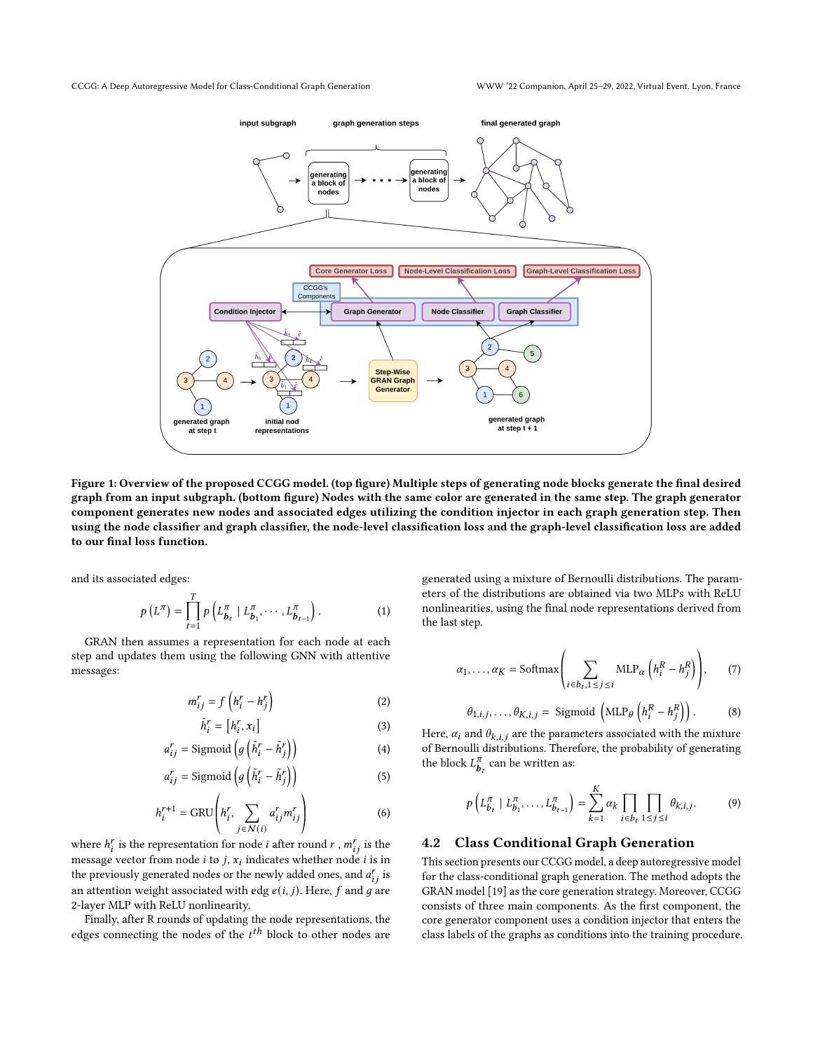Figure 1: Overview of the proposed CCGG model. (top figure) Multiple steps of generating node blocks generate the final desired graph from an input subgraph. (bottom figure) Nodes with the same color are generated in the same step. The graph generator component generates new nodes and associated edges utilizing the condition injector in each graph generation step. Then using the node classifier and graph classifier, the node-level classification loss and the graph-level classification loss are added to our final loss function.

and its associated edges:

$$p\left(L^{\pi}\right)=\prod_{t=1}^{T} p\left(L_{\boldsymbol{b}_t}^{\pi} \mid L_{\boldsymbol{b}_1}^{\pi}, \cdots, L_{\boldsymbol{b}_{t-1}}^{\pi}\right). \tag{1}$$

GRAN then assumes a representation for each node at each step and updates them using the following GNN with attentive messages:

$$m_{ij}^{r}=f\left(h_i^r-h_j^r\right) \tag{2}$$

$$\tilde{h}_i^r=\left[h_i^r, x_i\right] \tag{3}$$

$$a_{ij}^r=\operatorname{Sigmoid}\left(g\left(\tilde{h}_i^r-\tilde{h}_j^r\right)\right) \tag{4}$$

$$a_{ij}^r=\operatorname{Sigmoid}\left(g\left(\tilde{h}_i^r-\tilde{h}_j^r\right)\right) \tag{5}$$

$$h_i^{r+1}=\operatorname{GRU}\left(h_i^r, \sum_{j \in \mathcal{N}(i)} a_{ij}^r m_{ij}^r\right) \tag{6}$$

where $h_i^r$ is the representation for node $i$ after round $r$, $m_{ij}^r$ is the message vector from node $i$ to $j$, $x_i$ indicates whether node $i$ is in the previously generated nodes or the newly added ones, and $a_{ij}^r$ is an attention weight associated with edg $e(i, j)$. Here, $f$ and $g$ are 2-layer MLP with ReLU nonlinearity.

Finally, after R rounds of updating the node representations, the edges connecting the nodes of the $t^{th}$ block to other nodes are generated using a mixture of Bernoulli distributions. The parameters of the distributions are obtained via two MLPs with ReLU nonlinearities, using the final node representations derived from the last step.

$$\alpha_1, \ldots, \alpha_K=\operatorname{Softmax}\left(\sum_{i \in b_t, 1 \leq j \leq i} \operatorname{MLP}_{\alpha}\left(h_i^R-h_j^R\right)\right), \tag{7}$$

$$\theta_{1,i,j}, \ldots, \theta_{K,i,j}=\operatorname{Sigmoid}\left(\operatorname{MLP}_{\theta}\left(h_i^R-h_j^R\right)\right). \tag{8}$$

Here, $\alpha_i$ and $\theta_{k,i,j}$ are the parameters associated with the mixture of Bernoulli distributions. Therefore, the probability of generating the block $L_{\boldsymbol{b}_t}^{\pi}$ can be written as:

$$p\left(L_{b_t}^{\pi} \mid L_{b_1}^{\pi}, \ldots, L_{b_{t-1}}^{\pi}\right)=\sum_{k=1}^{K} \alpha_k \prod_{i \in b_t} \prod_{1 \leq j \leq i} \theta_{k,i,j}. \tag{9}$$

## 4.2 Class Conditional Graph Generation

This section presents our CCGG model, a deep autoregressive model for the class-conditional graph generation. The method adopts the GRAN model [19] as the core generation strategy. Moreover, CCGG consists of three main components. As the first component, the core generator component uses a condition injector that enters the class labels of the graphs as conditions into the training procedure.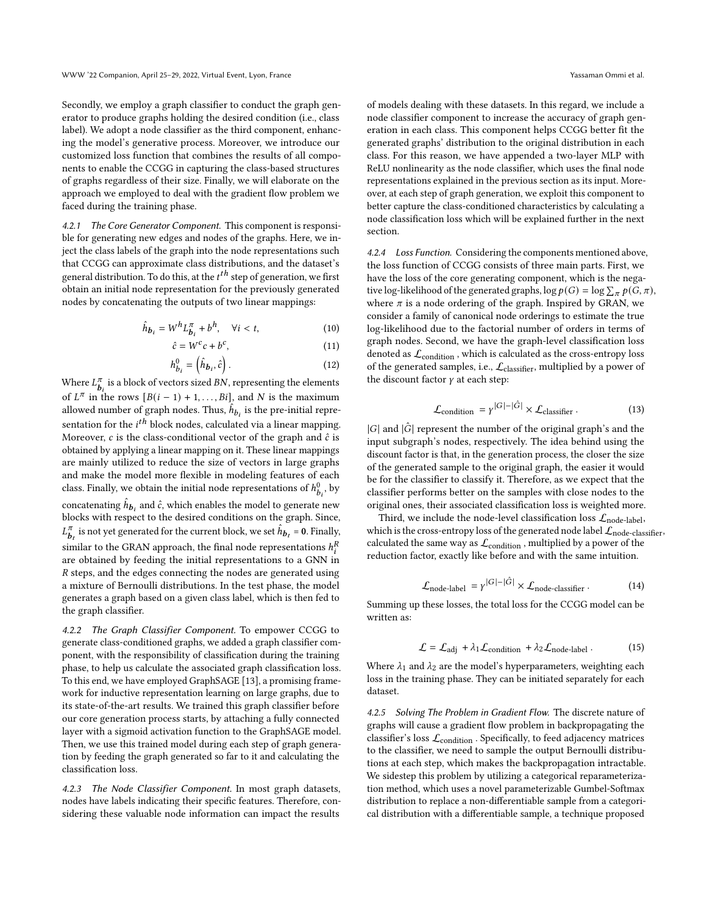Secondly, we employ a graph classifier to conduct the graph generator to produce graphs holding the desired condition (i.e., class label). We adopt a node classifier as the third component, enhancing the model's generative process. Moreover, we introduce our customized loss function that combines the results of all components to enable the CCGG in capturing the class-based structures of graphs regardless of their size. Finally, we will elaborate on the approach we employed to deal with the gradient flow problem we faced during the training phase.

#### 4.2.1 The Core Generator Component.

This component is responsible for generating new edges and nodes of the graphs. Here, we inject the class labels of the graph into the node representations such that CCGG can approximate class distributions, and the dataset's general distribution. To do this, at the $t^{th}$ step of generation, we first obtain an initial node representation for the previously generated nodes by concatenating the outputs of two linear mappings:

$$\hat{h}_{\boldsymbol{b}_i} = W^h L^{\pi}_{\boldsymbol{b}_i} + b^h, \quad \forall i < t, \tag{10}$$

$$\hat{c} = W^c c + b^c, \tag{11}$$

$$h^0_{b_i} = \left(\hat{h}_{\boldsymbol{b}_i}, \hat{c}\right). \tag{12}$$

Where $L^{\pi}_{\boldsymbol{b}_i}$ is a block of vectors sized $BN$, representing the elements of $L^{\pi}$ in the rows $[B(i-1)+1, \ldots, Bi]$, and $N$ is the maximum allowed number of graph nodes. Thus, $\hat{h}_{b_i}$ is the pre-initial representation for the $i^{th}$ block nodes, calculated via a linear mapping. Moreover, $c$ is the class-conditional vector of the graph and $\hat{c}$ is obtained by applying a linear mapping on it. These linear mappings are mainly utilized to reduce the size of vectors in large graphs and make the model more flexible in modeling features of each class. Finally, we obtain the initial node representations of $h^0_{b_i}$, by concatenating $\hat{h}_{\boldsymbol{b}_i}$ and $\hat{c}$, which enables the model to generate new blocks with respect to the desired conditions on the graph. Since, $L^{\pi}_{\boldsymbol{b}_t}$ is not yet generated for the current block, we set $\hat{h}_{\boldsymbol{b}_t} = \boldsymbol{0}$. Finally, similar to the GRAN approach, the final node representations $h^R_i$ are obtained by feeding the initial representations to a GNN in $R$ steps, and the edges connecting the nodes are generated using a mixture of Bernoulli distributions. In the test phase, the model generates a graph based on a given class label, which is then fed to the graph classifier.

#### 4.2.2 The Graph Classifier Component.

To empower CCGG to generate class-conditioned graphs, we added a graph classifier component, with the responsibility of classification during the training phase, to help us calculate the associated graph classification loss. To this end, we have employed GraphSAGE [13], a promising framework for inductive representation learning on large graphs, due to its state-of-the-art results. We trained this graph classifier before our core generation process starts, by attaching a fully connected layer with a sigmoid activation function to the GraphSAGE model. Then, we use this trained model during each step of graph generation by feeding the graph generated so far to it and calculating the classification loss.

#### 4.2.3 The Node Classifier Component.

In most graph datasets, nodes have labels indicating their specific features. Therefore, considering these valuable node information can impact the results of models dealing with these datasets. In this regard, we include a node classifier component to increase the accuracy of graph generation in each class. This component helps CCGG better fit the generated graphs' distribution to the original distribution in each class. For this reason, we have appended a two-layer MLP with ReLU nonlinearity as the node classifier, which uses the final node representations explained in the previous section as its input. Moreover, at each step of graph generation, we exploit this component to better capture the class-conditioned characteristics by calculating a node classification loss which will be explained further in the next section.

#### 4.2.4 Loss Function.

Considering the components mentioned above, the loss function of CCGG consists of three main parts. First, we have the loss of the core generating component, which is the negative log-likelihood of the generated graphs, $\log p(G) = \log \sum_{\pi} p(G, \pi)$, where $\pi$ is a node ordering of the graph. Inspired by GRAN, we consider a family of canonical node orderings to estimate the true log-likelihood due to the factorial number of orders in terms of graph nodes. Second, we have the graph-level classification loss denoted as $\mathcal{L}_{\text{condition}}$, which is calculated as the cross-entropy loss of the generated samples, i.e., $\mathcal{L}_{\text{classifier}}$, multiplied by a power of the discount factor $\gamma$ at each step:

$$\mathcal{L}_{\text{condition}} = \gamma^{|G|-|\hat{G}|} \times \mathcal{L}_{\text{classifier}}. \tag{13}$$

$|G|$ and $|\hat{G}|$ represent the number of the original graph's and the input subgraph's nodes, respectively. The idea behind using the discount factor is that, in the generation process, the closer the size of the generated sample to the original graph, the easier it would be for the classifier to classify it. Therefore, as we expect that the classifier performs better on the samples with close nodes to the original ones, their associated classification loss is weighted more.

Third, we include the node-level classification loss $\mathcal{L}_{\text{node-label}}$, which is the cross-entropy loss of the generated node label $\mathcal{L}_{\text{node-classifier}}$, calculated the same way as $\mathcal{L}_{\text{condition}}$, multiplied by a power of the reduction factor, exactly like before and with the same intuition.

$$\mathcal{L}_{\text{node-label}} = \gamma^{|G|-|\hat{G}|} \times \mathcal{L}_{\text{node-classifier}}. \tag{14}$$

Summing up these losses, the total loss for the CCGG model can be written as:

$$\mathcal{L} = \mathcal{L}_{\text{adj}} + \lambda_1 \mathcal{L}_{\text{condition}} + \lambda_2 \mathcal{L}_{\text{node-label}}. \tag{15}$$

Where $\lambda_1$ and $\lambda_2$ are the model's hyperparameters, weighting each loss in the training phase. They can be initiated separately for each dataset.

#### 4.2.5 Solving The Problem in Gradient Flow.

The discrete nature of graphs will cause a gradient flow problem in backpropagating the classifier's loss $\mathcal{L}_{\text{condition}}$. Specifically, to feed adjacency matrices to the classifier, we need to sample the output Bernoulli distributions at each step, which makes the backpropagation intractable. We sidestep this problem by utilizing a categorical reparameterization method, which uses a novel parameterizable Gumbel-Softmax distribution to replace a non-differentiable sample from a categorical distribution with a differentiable sample, a technique proposed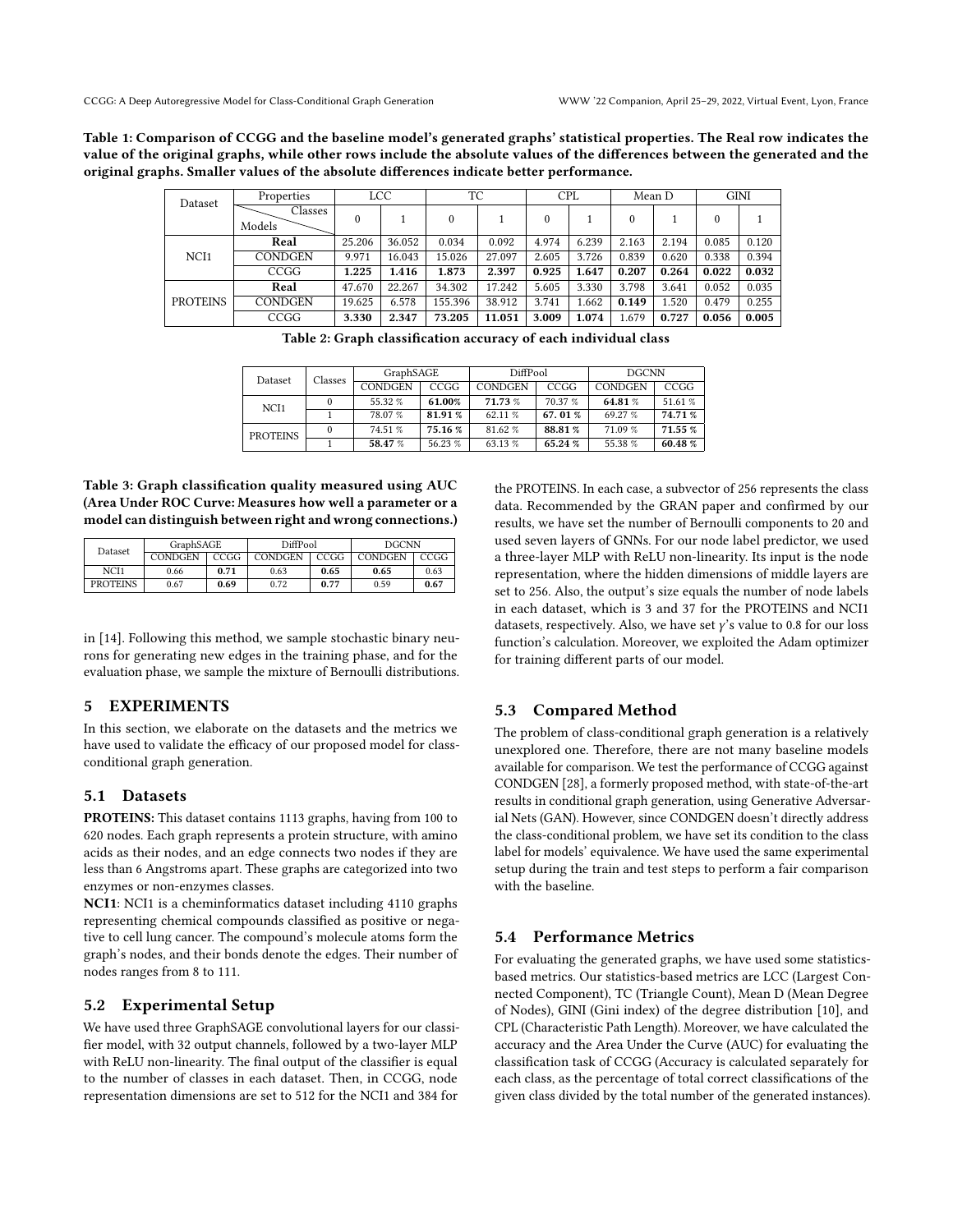**Table 1: Comparison of CCGG and the baseline model's generated graphs' statistical properties. The Real row indicates the value of the original graphs, while other rows include the absolute values of the differences between the generated and the original graphs. Smaller values of the absolute differences indicate better performance.**

| Dataset | Properties | LCC | | TC | | CPL | | Mean D | | GINI | |
|---|---|---|---|---|---|---|---|---|---|---|---|
| | Classes / Models | 0 | 1 | 0 | 1 | 0 | 1 | 0 | 1 | 0 | 1 |
| NCI1 | **Real** | 25.206 | 36.052 | 0.034 | 0.092 | 4.974 | 6.239 | 2.163 | 2.194 | 0.085 | 0.120 |
| | CONDGEN | 9.971 | 16.043 | 15.026 | 27.097 | 2.605 | 3.726 | 0.839 | 0.620 | 0.338 | 0.394 |
| | CCGG | **1.225** | **1.416** | **1.873** | **2.397** | **0.925** | **1.647** | **0.207** | **0.264** | **0.022** | **0.032** |
| PROTEINS | **Real** | 47.670 | 22.267 | 34.302 | 17.242 | 5.605 | 3.330 | 3.798 | 3.641 | 0.052 | 0.035 |
| | CONDGEN | 19.625 | 6.578 | 155.396 | 38.912 | 3.741 | 1.662 | **0.149** | 1.520 | 0.479 | 0.255 |
| | CCGG | **3.330** | **2.347** | **73.205** | **11.051** | **3.009** | **1.074** | 1.679 | **0.727** | **0.056** | **0.005** |

**Table 2: Graph classification accuracy of each individual class**

| Dataset | Classes | GraphSAGE | | DiffPool | | DGCNN | |
|---|---|---|---|---|---|---|---|
| | | CONDGEN | CCGG | CONDGEN | CCGG | CONDGEN | CCGG |
| NCI1 | 0 | 55.32 % | **61.00%** | **71.73 %** | 70.37 % | **64.81 %** | 51.61 % |
| | 1 | 78.07 % | **81.91 %** | 62.11 % | **67. 01 %** | 69.27 % | **74.71 %** |
| PROTEINS | 0 | 74.51 % | **75.16 %** | 81.62 % | **88.81 %** | 71.09 % | **71.55 %** |
| | 1 | **58.47 %** | 56.23 % | 63.13 % | **65.24 %** | 55.38 % | **60.48 %** |

**Table 3: Graph classification quality measured using AUC (Area Under ROC Curve: Measures how well a parameter or a model can distinguish between right and wrong connections.)**

| Dataset | GraphSAGE | | DiffPool | | DGCNN | |
|---|---|---|---|---|---|---|
| | CONDGEN | CCGG | CONDGEN | CCGG | CONDGEN | CCGG |
| NCI1 | 0.66 | **0.71** | 0.63 | **0.65** | **0.65** | 0.63 |
| PROTEINS | 0.67 | **0.69** | 0.72 | **0.77** | 0.59 | **0.67** |

in [14]. Following this method, we sample stochastic binary neurons for generating new edges in the training phase, and for the evaluation phase, we sample the mixture of Bernoulli distributions.

## 5 EXPERIMENTS

In this section, we elaborate on the datasets and the metrics we have used to validate the efficacy of our proposed model for class-conditional graph generation.

### 5.1 Datasets

**PROTEINS:** This dataset contains 1113 graphs, having from 100 to 620 nodes. Each graph represents a protein structure, with amino acids as their nodes, and an edge connects two nodes if they are less than 6 Angstroms apart. These graphs are categorized into two enzymes or non-enzymes classes.

**NCI1**: NCI1 is a cheminformatics dataset including 4110 graphs representing chemical compounds classified as positive or negative to cell lung cancer. The compound's molecule atoms form the graph's nodes, and their bonds denote the edges. Their number of nodes ranges from 8 to 111.

### 5.2 Experimental Setup

We have used three GraphSAGE convolutional layers for our classifier model, with 32 output channels, followed by a two-layer MLP with ReLU non-linearity. The final output of the classifier is equal to the number of classes in each dataset. Then, in CCGG, node representation dimensions are set to 512 for the NCI1 and 384 for the PROTEINS. In each case, a subvector of 256 represents the class data. Recommended by the GRAN paper and confirmed by our results, we have set the number of Bernoulli components to 20 and used seven layers of GNNs. For our node label predictor, we used a three-layer MLP with ReLU non-linearity. Its input is the node representation, where the hidden dimensions of middle layers are set to 256. Also, the output's size equals the number of node labels in each dataset, which is 3 and 37 for the PROTEINS and NCI1 datasets, respectively. Also, we have set $\gamma$'s value to 0.8 for our loss function's calculation. Moreover, we exploited the Adam optimizer for training different parts of our model.

### 5.3 Compared Method

The problem of class-conditional graph generation is a relatively unexplored one. Therefore, there are not many baseline models available for comparison. We test the performance of CCGG against CONDGEN [28], a formerly proposed method, with state-of-the-art results in conditional graph generation, using Generative Adversarial Nets (GAN). However, since CONDGEN doesn't directly address the class-conditional problem, we have set its condition to the class label for models' equivalence. We have used the same experimental setup during the train and test steps to perform a fair comparison with the baseline.

### 5.4 Performance Metrics

For evaluating the generated graphs, we have used some statistics-based metrics. Our statistics-based metrics are LCC (Largest Connected Component), TC (Triangle Count), Mean D (Mean Degree of Nodes), GINI (Gini index) of the degree distribution [10], and CPL (Characteristic Path Length). Moreover, we have calculated the accuracy and the Area Under the Curve (AUC) for evaluating the classification task of CCGG (Accuracy is calculated separately for each class, as the percentage of total correct classifications of the given class divided by the total number of the generated instances).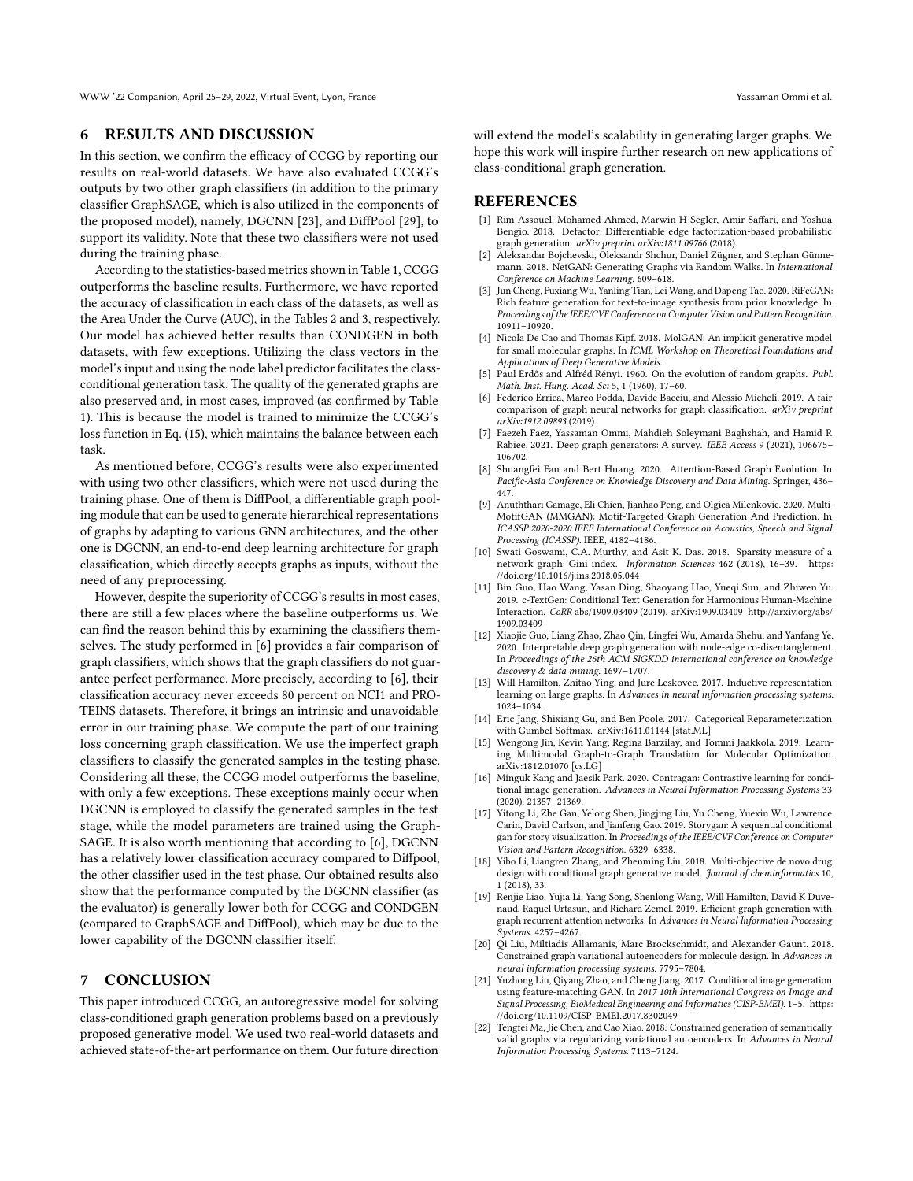## 6 RESULTS AND DISCUSSION

In this section, we confirm the efficacy of CCGG by reporting our results on real-world datasets. We have also evaluated CCGG's outputs by two other graph classifiers (in addition to the primary classifier GraphSAGE, which is also utilized in the components of the proposed model), namely, DGCNN [23], and DiffPool [29], to support its validity. Note that these two classifiers were not used during the training phase.

According to the statistics-based metrics shown in Table 1, CCGG outperforms the baseline results. Furthermore, we have reported the accuracy of classification in each class of the datasets, as well as the Area Under the Curve (AUC), in the Tables 2 and 3, respectively. Our model has achieved better results than CONDGEN in both datasets, with few exceptions. Utilizing the class vectors in the model's input and using the node label predictor facilitates the class-conditional generation task. The quality of the generated graphs are also preserved and, in most cases, improved (as confirmed by Table 1). This is because the model is trained to minimize the CCGG's loss function in Eq. (15), which maintains the balance between each task.

As mentioned before, CCGG's results were also experimented with using two other classifiers, which were not used during the training phase. One of them is DiffPool, a differentiable graph pooling module that can be used to generate hierarchical representations of graphs by adapting to various GNN architectures, and the other one is DGCNN, an end-to-end deep learning architecture for graph classification, which directly accepts graphs as inputs, without the need of any preprocessing.

However, despite the superiority of CCGG's results in most cases, there are still a few places where the baseline outperforms us. We can find the reason behind this by examining the classifiers themselves. The study performed in [6] provides a fair comparison of graph classifiers, which shows that the graph classifiers do not guarantee perfect performance. More precisely, according to [6], their classification accuracy never exceeds 80 percent on NCI1 and PROTEINS datasets. Therefore, it brings an intrinsic and unavoidable error in our training phase. We compute the part of our training loss concerning graph classification. We use the imperfect graph classifiers to classify the generated samples in the testing phase. Considering all these, the CCGG model outperforms the baseline, with only a few exceptions. These exceptions mainly occur when DGCNN is employed to classify the generated samples in the test stage, while the model parameters are trained using the GraphSAGE. It is also worth mentioning that according to [6], DGCNN has a relatively lower classification accuracy compared to Diffpool, the other classifier used in the test phase. Our obtained results also show that the performance computed by the DGCNN classifier (as the evaluator) is generally lower both for CCGG and CONDGEN (compared to GraphSAGE and DiffPool), which may be due to the lower capability of the DGCNN classifier itself.

## 7 CONCLUSION

This paper introduced CCGG, an autoregressive model for solving class-conditioned graph generation problems based on a previously proposed generative model. We used two real-world datasets and achieved state-of-the-art performance on them. Our future direction will extend the model's scalability in generating larger graphs. We hope this work will inspire further research on new applications of class-conditional graph generation.

## REFERENCES

[1] Rim Assouel, Mohamed Ahmed, Marwin H Segler, Amir Saffari, and Yoshua Bengio. 2018. Defactor: Differentiable edge factorization-based probabilistic graph generation. *arXiv preprint arXiv:1811.09766* (2018).

[2] Aleksandar Bojchevski, Oleksandr Shchur, Daniel Zügner, and Stephan Günnemann. 2018. NetGAN: Generating Graphs via Random Walks. In *International Conference on Machine Learning*. 609–618.

[3] Jun Cheng, Fuxiang Wu, Yanling Tian, Lei Wang, and Dapeng Tao. 2020. RiFeGAN: Rich feature generation for text-to-image synthesis from prior knowledge. In *Proceedings of the IEEE/CVF Conference on Computer Vision and Pattern Recognition*. 10911–10920.

[4] Nicola De Cao and Thomas Kipf. 2018. MolGAN: An implicit generative model for small molecular graphs. In *ICML Workshop on Theoretical Foundations and Applications of Deep Generative Models*.

[5] Paul Erdős and Alfréd Rényi. 1960. On the evolution of random graphs. *Publ. Math. Inst. Hung. Acad. Sci* 5, 1 (1960), 17–60.

[6] Federico Errica, Marco Podda, Davide Bacciu, and Alessio Micheli. 2019. A fair comparison of graph neural networks for graph classification. *arXiv preprint arXiv:1912.09893* (2019).

[7] Faezeh Faez, Yassaman Ommi, Mahdieh Soleymani Baghshah, and Hamid R Rabiee. 2021. Deep graph generators: A survey. *IEEE Access* 9 (2021), 106675–106702.

[8] Shuangfei Fan and Bert Huang. 2020. Attention-Based Graph Evolution. In *Pacific-Asia Conference on Knowledge Discovery and Data Mining*. Springer, 436–447.

[9] Anuththari Gamage, Eli Chien, Jianhao Peng, and Olgica Milenkovic. 2020. MultiMotifGAN (MMGAN): Motif-Targeted Graph Generation And Prediction. In *ICASSP 2020-2020 IEEE International Conference on Acoustics, Speech and Signal Processing (ICASSP)*. IEEE, 4182–4186.

[10] Swati Goswami, C.A. Murthy, and Asit K. Das. 2018. Sparsity measure of a network graph: Gini index. *Information Sciences* 462 (2018), 16–39. https://doi.org/10.1016/j.ins.2018.05.044

[11] Bin Guo, Hao Wang, Yasan Ding, Shaoyang Hao, Yueqi Sun, and Zhiwen Yu. 2019. c-TextGen: Conditional Text Generation for Harmonious Human-Machine Interaction. *CoRR* abs/1909.03409 (2019). arXiv:1909.03409 http://arxiv.org/abs/1909.03409

[12] Xiaojie Guo, Liang Zhao, Zhao Qin, Lingfei Wu, Amarda Shehu, and Yanfang Ye. 2020. Interpretable deep graph generation with node-edge co-disentanglement. In *Proceedings of the 26th ACM SIGKDD international conference on knowledge discovery & data mining*. 1697–1707.

[13] Will Hamilton, Zhitao Ying, and Jure Leskovec. 2017. Inductive representation learning on large graphs. In *Advances in neural information processing systems*. 1024–1034.

[14] Eric Jang, Shixiang Gu, and Ben Poole. 2017. Categorical Reparameterization with Gumbel-Softmax. arXiv:1611.01144 [stat.ML]

[15] Wengong Jin, Kevin Yang, Regina Barzilay, and Tommi Jaakkola. 2019. Learning Multimodal Graph-to-Graph Translation for Molecular Optimization. arXiv:1812.01070 [cs.LG]

[16] Minguk Kang and Jaesik Park. 2020. Contragan: Contrastive learning for conditional image generation. *Advances in Neural Information Processing Systems* 33 (2020), 21357–21369.

[17] Yitong Li, Zhe Gan, Yelong Shen, Jingjing Liu, Yu Cheng, Yuexin Wu, Lawrence Carin, David Carlson, and Jianfeng Gao. 2019. Storygan: A sequential conditional gan for story visualization. In *Proceedings of the IEEE/CVF Conference on Computer Vision and Pattern Recognition*. 6329–6338.

[18] Yibo Li, Liangren Zhang, and Zhenming Liu. 2018. Multi-objective de novo drug design with conditional graph generative model. *Journal of cheminformatics* 10, 1 (2018), 33.

[19] Renjie Liao, Yujia Li, Yang Song, Shenlong Wang, Will Hamilton, David K Duvenaud, Raquel Urtasun, and Richard Zemel. 2019. Efficient graph generation with graph recurrent attention networks. In *Advances in Neural Information Processing Systems*. 4257–4267.

[20] Qi Liu, Miltiadis Allamanis, Marc Brockschmidt, and Alexander Gaunt. 2018. Constrained graph variational autoencoders for molecule design. In *Advances in neural information processing systems*. 7795–7804.

[21] Yuzhong Liu, Qiyang Zhao, and Cheng Jiang. 2017. Conditional image generation using feature-matching GAN. In *2017 10th International Congress on Image and Signal Processing, BioMedical Engineering and Informatics (CISP-BMEI)*. 1–5. https://doi.org/10.1109/CISP-BMEI.2017.8302049

[22] Tengfei Ma, Jie Chen, and Cao Xiao. 2018. Constrained generation of semantically valid graphs via regularizing variational autoencoders. In *Advances in Neural Information Processing Systems*. 7113–7124.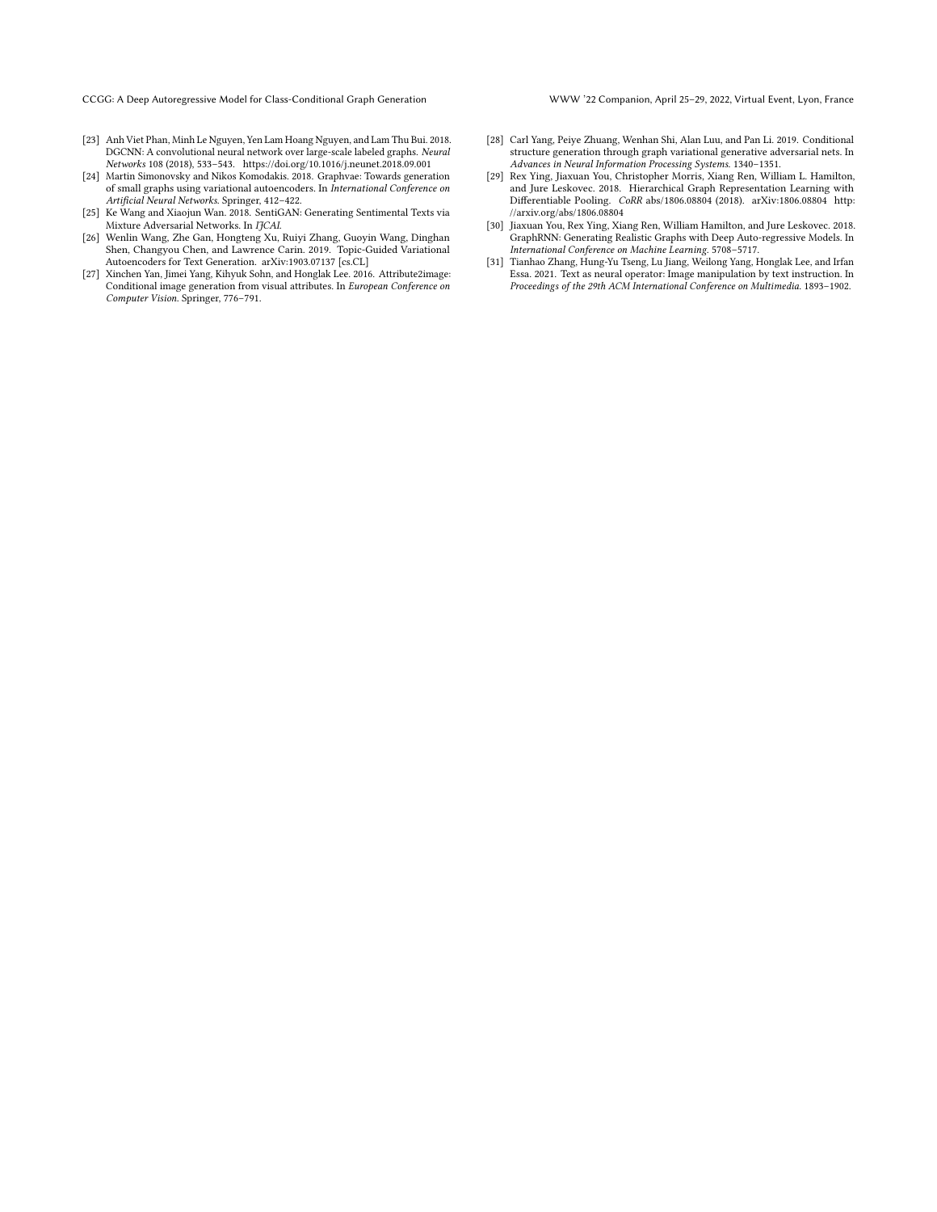[23] Anh Viet Phan, Minh Le Nguyen, Yen Lam Hoang Nguyen, and Lam Thu Bui. 2018. DGCNN: A convolutional neural network over large-scale labeled graphs. *Neural Networks* 108 (2018), 533–543. https://doi.org/10.1016/j.neunet.2018.09.001

[24] Martin Simonovsky and Nikos Komodakis. 2018. Graphvae: Towards generation of small graphs using variational autoencoders. In *International Conference on Artificial Neural Networks*. Springer, 412–422.

[25] Ke Wang and Xiaojun Wan. 2018. SentiGAN: Generating Sentimental Texts via Mixture Adversarial Networks. In *IJCAI*.

[26] Wenlin Wang, Zhe Gan, Hongteng Xu, Ruiyi Zhang, Guoyin Wang, Dinghan Shen, Changyou Chen, and Lawrence Carin. 2019. Topic-Guided Variational Autoencoders for Text Generation. arXiv:1903.07137 [cs.CL]

[27] Xinchen Yan, Jimei Yang, Kihyuk Sohn, and Honglak Lee. 2016. Attribute2image: Conditional image generation from visual attributes. In *European Conference on Computer Vision*. Springer, 776–791.

[28] Carl Yang, Peiye Zhuang, Wenhan Shi, Alan Luu, and Pan Li. 2019. Conditional structure generation through graph variational generative adversarial nets. In *Advances in Neural Information Processing Systems*. 1340–1351.

[29] Rex Ying, Jiaxuan You, Christopher Morris, Xiang Ren, William L. Hamilton, and Jure Leskovec. 2018. Hierarchical Graph Representation Learning with Differentiable Pooling. *CoRR* abs/1806.08804 (2018). arXiv:1806.08804 http://arxiv.org/abs/1806.08804

[30] Jiaxuan You, Rex Ying, Xiang Ren, William Hamilton, and Jure Leskovec. 2018. GraphRNN: Generating Realistic Graphs with Deep Auto-regressive Models. In *International Conference on Machine Learning*. 5708–5717.

[31] Tianhao Zhang, Hung-Yu Tseng, Lu Jiang, Weilong Yang, Honglak Lee, and Irfan Essa. 2021. Text as neural operator: Image manipulation by text instruction. In *Proceedings of the 29th ACM International Conference on Multimedia*. 1893–1902.